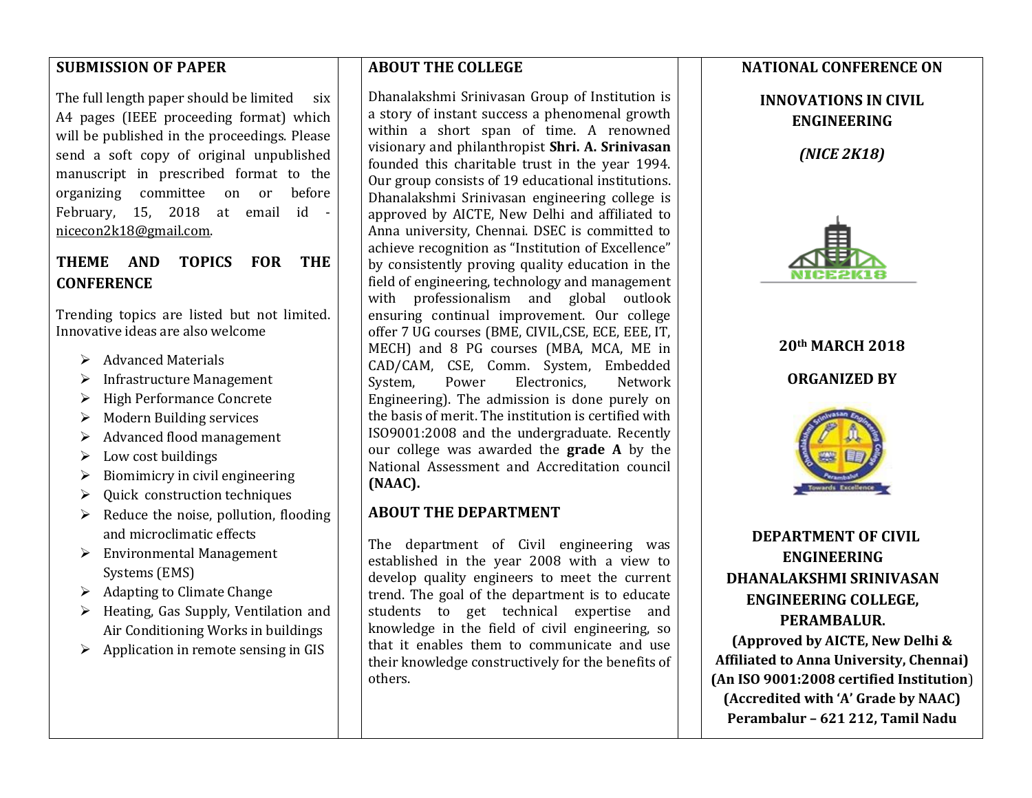## SUBMISSION OF PAPER

The full length paper should be limited six A4 pages (IEEE proceeding format) which will be published in the proceedings. Please send a soft copy of original unpublished manuscript in prescribed format to the organizing committee on or before February, 15, 2018 at email id - nicecon2k18@gmail.com.

## THEME AND TOPICS FOR THE CONFERENCE

Trending topics are listed but not limited. Innovative ideas are also welcome

- Advanced Materials
- Infrastructure Management
- High Performance Concrete
- Modern Building services
- Advanced flood management
- Low cost buildings
- Biomimicry in civil engineering
- Quick construction techniques
- Reduce the noise, pollution, flooding and microclimatic effects
- Environmental Management Systems (EMS)
- Adapting to Climate Change
- Heating, Gas Supply, Ventilation and Air Conditioning Works in buildings
- Application in remote sensing in GIS

## ABOUT THE COLLEGE

Dhanalakshmi Srinivasan Group of Institution is a story of instant success a phenomenal growth within a short span of time. A renowned visionary and philanthropist **Shri. A. Srinivasan** founded this charitable trust in the year 1994. Our group consists of 19 educational institutions. Dhanalakshmi Srinivasan engineering college is approved by AICTE, New Delhi and affiliated to Anna university, Chennai. DSEC is committed to achieve recognition as "Institution of Excellence" by consistently proving quality education in the field of engineering, technology and management with professionalism and global outlook ensuring continual improvement. Our college offer 7 UG courses (BME, CIVIL,CSE, ECE, EEE, IT, MECH) and 8 PG courses (MBA, MCA, ME in CAD/CAM, CSE, Comm. System, Embedded System, Power Electronics, Network Engineering). The admission is done purely on the basis of merit. The institution is certified with ISO9001:2008 and the undergraduate. Recently our college was awarded the **grade A** by the National Assessment and Accreditation council **(NAAC).**

## ABOUT THE DEPARTMENT

The department of Civil engineering was established in the year 2008 with a view to develop quality engineers to meet the current trend. The goal of the department is to educate students to get technical expertise and knowledge in the field of civil engineering, so that it enables them to communicate and use their knowledge constructively for the benefits of others.

## NATIONAL CONFERENCE ON

## INNOVATIONS IN CIVIL ENGINEERING

***(NICE 2K18)***

**20th MARCH 2018**

**ORGANIZED BY**

**DEPARTMENT OF CIVIL ENGINEERING**
**DHANALAKSHMI SRINIVASAN ENGINEERING COLLEGE, PERAMBALUR.**
**(Approved by AICTE, New Delhi & Affiliated to Anna University, Chennai)**
**(An ISO 9001:2008 certified Institution)**
**(Accredited with 'A' Grade by NAAC)**
**Perambalur – 621 212, Tamil Nadu**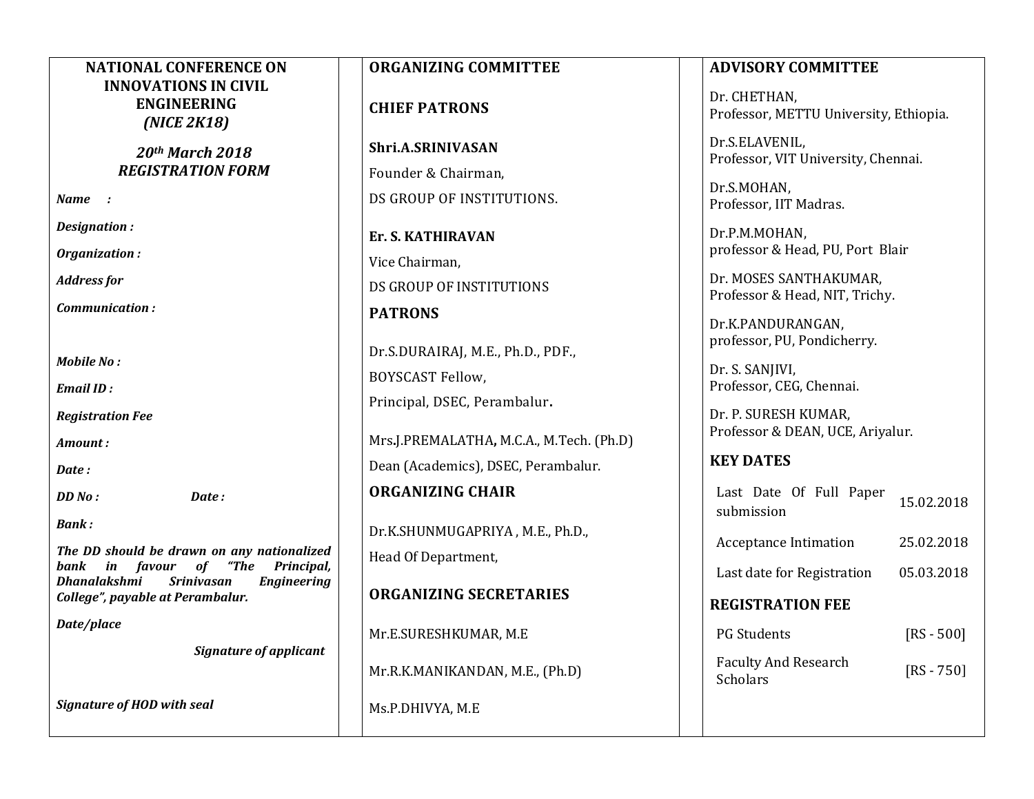**NATIONAL CONFERENCE ON INNOVATIONS IN CIVIL ENGINEERING**
***(NICE 2K18)***

***20th March 2018***
***REGISTRATION FORM***

***Name :***

***Designation :***

***Organization :***

***Address for***

***Communication :***

***Mobile No :***

***Email ID :***

***Registration Fee***

***Amount :***

***Date :***

***DD No :*** ***Date :***

***Bank :***

***The DD should be drawn on any nationalized bank in favour of "The Principal, Dhanalakshmi Srinivasan Engineering College", payable at Perambalur.***

***Date/place***

***Signature of applicant***

***Signature of HOD with seal***

## ORGANIZING COMMITTEE

### CHIEF PATRONS

**Shri.A.SRINIVASAN**
Founder & Chairman,
DS GROUP OF INSTITUTIONS.

**Er. S. KATHIRAVAN**
Vice Chairman,
DS GROUP OF INSTITUTIONS

### PATRONS

Dr.S.DURAIRAJ, M.E., Ph.D., PDF.,
BOYSCAST Fellow,
Principal, DSEC, Perambalur.

Mrs.J.PREMALATHA, M.C.A., M.Tech. (Ph.D)
Dean (Academics), DSEC, Perambalur.

### ORGANIZING CHAIR

Dr.K.SHUNMUGAPRIYA , M.E., Ph.D.,
Head Of Department,

### ORGANIZING SECRETARIES

Mr.E.SURESHKUMAR, M.E

Mr.R.K.MANIKANDAN, M.E., (Ph.D)

Ms.P.DHIVYA, M.E

## ADVISORY COMMITTEE

Dr. CHETHAN,
Professor, METTU University, Ethiopia.

Dr.S.ELAVENIL,
Professor, VIT University, Chennai.

Dr.S.MOHAN,
Professor, IIT Madras.

Dr.P.M.MOHAN,
professor & Head, PU, Port Blair

Dr. MOSES SANTHAKUMAR,
Professor & Head, NIT, Trichy.

Dr.K.PANDURANGAN,
professor, PU, Pondicherry.

Dr. S. SANJIVI,
Professor, CEG, Chennai.

Dr. P. SURESH KUMAR,
Professor & DEAN, UCE, Ariyalur.

## KEY DATES

| | |
|---|---|
| Last Date Of Full Paper submission | 15.02.2018 |
| Acceptance Intimation | 25.02.2018 |
| Last date for Registration | 05.03.2018 |

## REGISTRATION FEE

| | |
|---|---|
| PG Students | [RS - 500] |
| Faculty And Research Scholars | [RS - 750] |